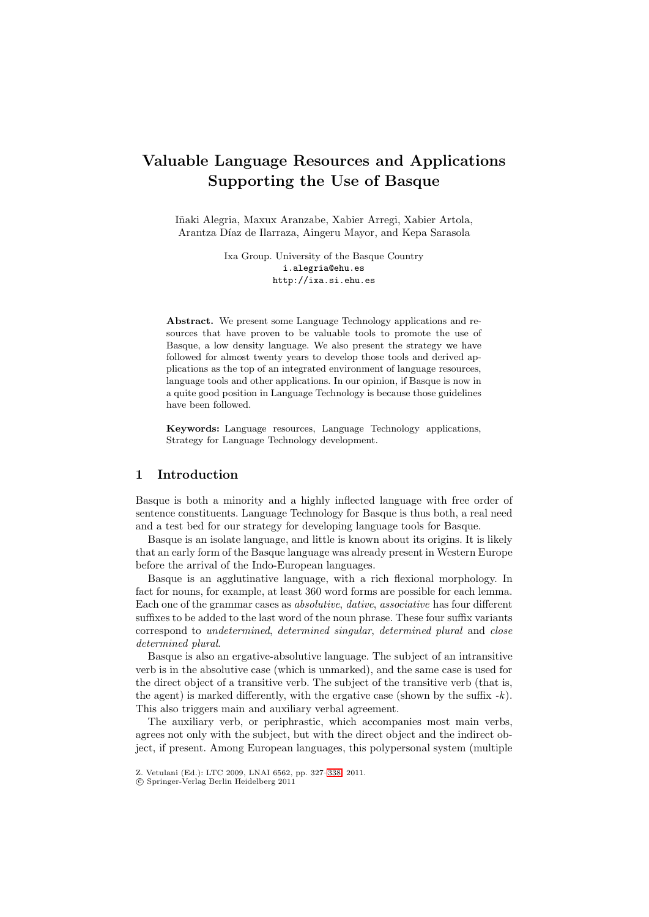# Valuable Language Resources and Applications Supporting the Use of Basque

Iñaki Alegria, Maxux Aranzabe, Xabier Arregi, Xabier Artola, Arantza Díaz de Ilarraza, Aingeru Mayor, and Kepa Sarasola

Ixa Group. University of the Basque Country
i.alegria@ehu.es
http://ixa.si.ehu.es

**Abstract.** We present some Language Technology applications and resources that have proven to be valuable tools to promote the use of Basque, a low density language. We also present the strategy we have followed for almost twenty years to develop those tools and derived applications as the top of an integrated environment of language resources, language tools and other applications. In our opinion, if Basque is now in a quite good position in Language Technology is because those guidelines have been followed.

**Keywords:** Language resources, Language Technology applications, Strategy for Language Technology development.

## 1 Introduction

Basque is both a minority and a highly inflected language with free order of sentence constituents. Language Technology for Basque is thus both, a real need and a test bed for our strategy for developing language tools for Basque.

Basque is an isolate language, and little is known about its origins. It is likely that an early form of the Basque language was already present in Western Europe before the arrival of the Indo-European languages.

Basque is an agglutinative language, with a rich flexional morphology. In fact for nouns, for example, at least 360 word forms are possible for each lemma. Each one of the grammar cases as *absolutive*, *dative*, *associative* has four different suffixes to be added to the last word of the noun phrase. These four suffix variants correspond to *undetermined*, *determined singular*, *determined plural* and *close determined plural*.

Basque is also an ergative-absolutive language. The subject of an intransitive verb is in the absolutive case (which is unmarked), and the same case is used for the direct object of a transitive verb. The subject of the transitive verb (that is, the agent) is marked differently, with the ergative case (shown by the suffix *-k*). This also triggers main and auxiliary verbal agreement.

The auxiliary verb, or periphrastic, which accompanies most main verbs, agrees not only with the subject, but with the direct object and the indirect object, if present. Among European languages, this polypersonal system (multiple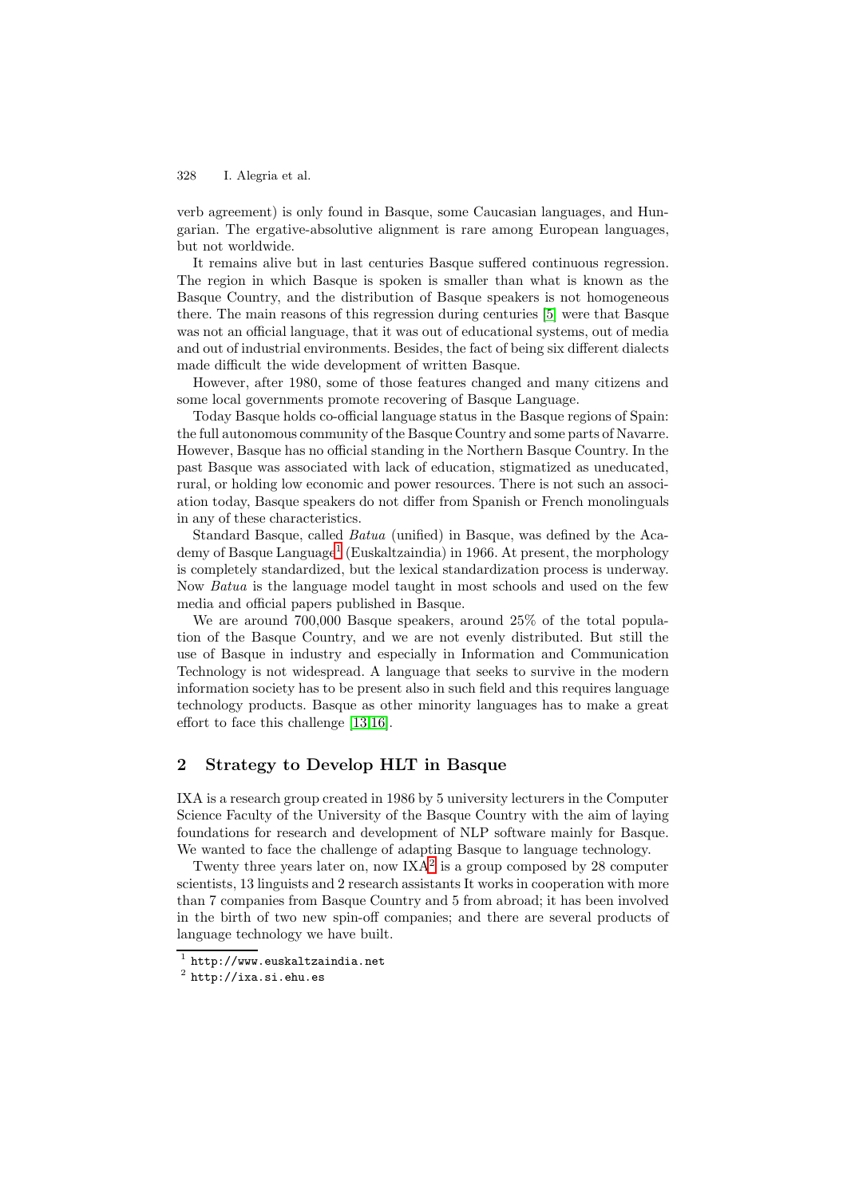verb agreement) is only found in Basque, some Caucasian languages, and Hungarian. The ergative-absolutive alignment is rare among European languages, but not worldwide.

It remains alive but in last centuries Basque suffered continuous regression. The region in which Basque is spoken is smaller than what is known as the Basque Country, and the distribution of Basque speakers is not homogeneous there. The main reasons of this regression during centuries [5] were that Basque was not an official language, that it was out of educational systems, out of media and out of industrial environments. Besides, the fact of being six different dialects made difficult the wide development of written Basque.

However, after 1980, some of those features changed and many citizens and some local governments promote recovering of Basque Language.

Today Basque holds co-official language status in the Basque regions of Spain: the full autonomous community of the Basque Country and some parts of Navarre. However, Basque has no official standing in the Northern Basque Country. In the past Basque was associated with lack of education, stigmatized as uneducated, rural, or holding low economic and power resources. There is not such an association today, Basque speakers do not differ from Spanish or French monolinguals in any of these characteristics.

Standard Basque, called *Batua* (unified) in Basque, was defined by the Academy of Basque Language[1] (Euskaltzaindia) in 1966. At present, the morphology is completely standardized, but the lexical standardization process is underway. Now *Batua* is the language model taught in most schools and used on the few media and official papers published in Basque.

We are around 700,000 Basque speakers, around 25% of the total population of the Basque Country, and we are not evenly distributed. But still the use of Basque in industry and especially in Information and Communication Technology is not widespread. A language that seeks to survive in the modern information society has to be present also in such field and this requires language technology products. Basque as other minority languages has to make a great effort to face this challenge [13,16].

## 2 Strategy to Develop HLT in Basque

IXA is a research group created in 1986 by 5 university lecturers in the Computer Science Faculty of the University of the Basque Country with the aim of laying foundations for research and development of NLP software mainly for Basque. We wanted to face the challenge of adapting Basque to language technology.

Twenty three years later on, now IXA[2] is a group composed by 28 computer scientists, 13 linguists and 2 research assistants It works in cooperation with more than 7 companies from Basque Country and 5 from abroad; it has been involved in the birth of two new spin-off companies; and there are several products of language technology we have built.

[1] http://www.euskaltzaindia.net

[2] http://ixa.si.ehu.es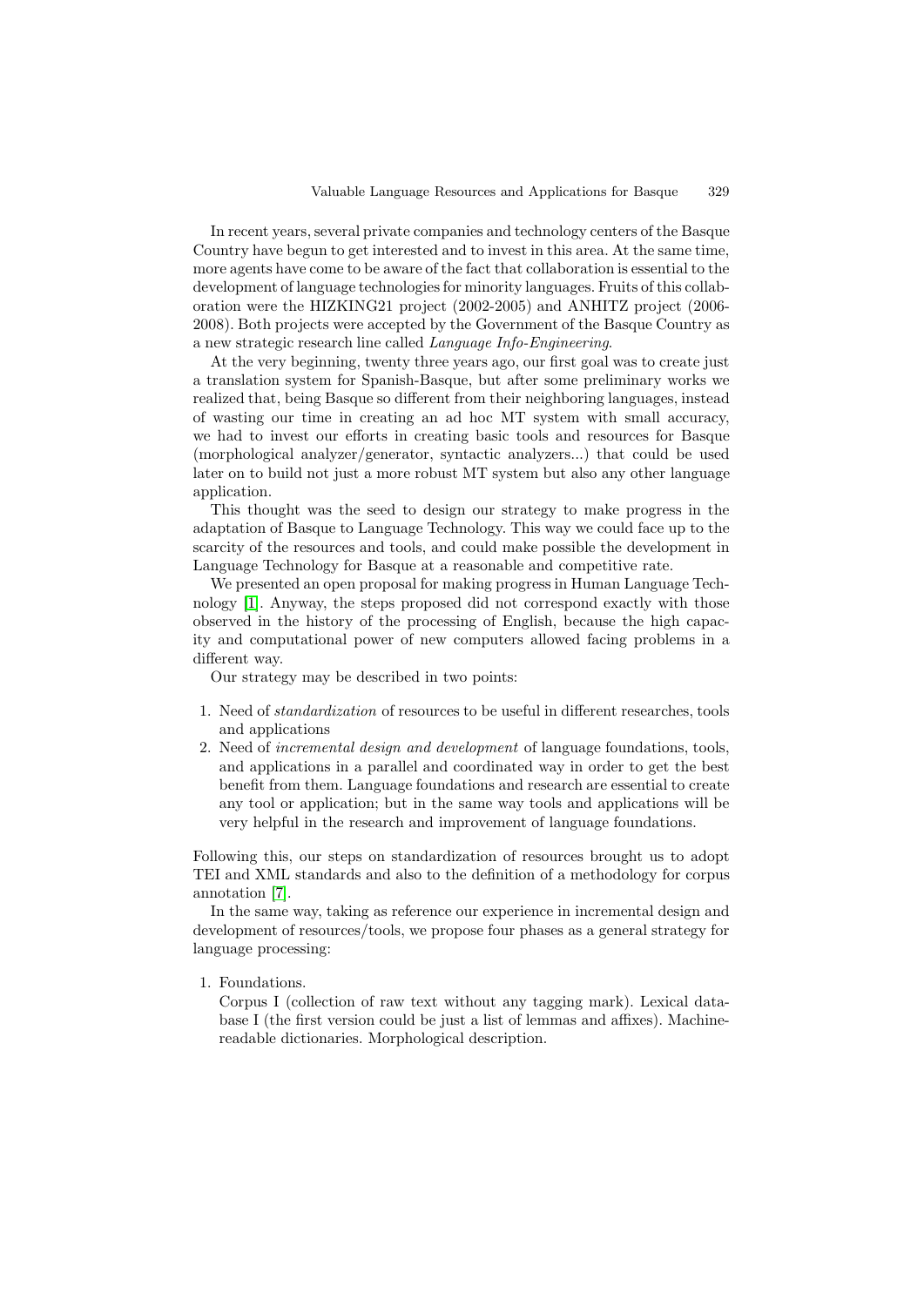In recent years, several private companies and technology centers of the Basque Country have begun to get interested and to invest in this area. At the same time, more agents have come to be aware of the fact that collaboration is essential to the development of language technologies for minority languages. Fruits of this collaboration were the HIZKING21 project (2002-2005) and ANHITZ project (2006-2008). Both projects were accepted by the Government of the Basque Country as a new strategic research line called *Language Info-Engineering*.

At the very beginning, twenty three years ago, our first goal was to create just a translation system for Spanish-Basque, but after some preliminary works we realized that, being Basque so different from their neighboring languages, instead of wasting our time in creating an ad hoc MT system with small accuracy, we had to invest our efforts in creating basic tools and resources for Basque (morphological analyzer/generator, syntactic analyzers...) that could be used later on to build not just a more robust MT system but also any other language application.

This thought was the seed to design our strategy to make progress in the adaptation of Basque to Language Technology. This way we could face up to the scarcity of the resources and tools, and could make possible the development in Language Technology for Basque at a reasonable and competitive rate.

We presented an open proposal for making progress in Human Language Technology [1]. Anyway, the steps proposed did not correspond exactly with those observed in the history of the processing of English, because the high capacity and computational power of new computers allowed facing problems in a different way.

Our strategy may be described in two points:

1. Need of *standardization* of resources to be useful in different researches, tools and applications
2. Need of *incremental design and development* of language foundations, tools, and applications in a parallel and coordinated way in order to get the best benefit from them. Language foundations and research are essential to create any tool or application; but in the same way tools and applications will be very helpful in the research and improvement of language foundations.

Following this, our steps on standardization of resources brought us to adopt TEI and XML standards and also to the definition of a methodology for corpus annotation [7].

In the same way, taking as reference our experience in incremental design and development of resources/tools, we propose four phases as a general strategy for language processing:

1. Foundations.
   Corpus I (collection of raw text without any tagging mark). Lexical database I (the first version could be just a list of lemmas and affixes). Machine-readable dictionaries. Morphological description.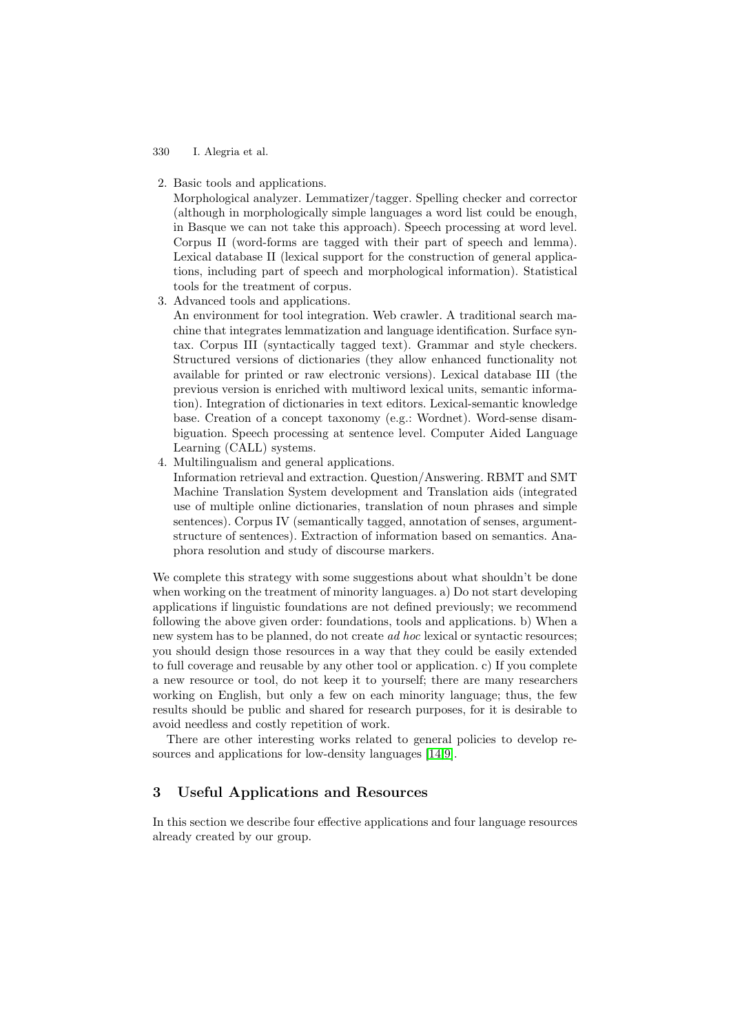2. Basic tools and applications.
   Morphological analyzer. Lemmatizer/tagger. Spelling checker and corrector (although in morphologically simple languages a word list could be enough, in Basque we can not take this approach). Speech processing at word level. Corpus II (word-forms are tagged with their part of speech and lemma). Lexical database II (lexical support for the construction of general applications, including part of speech and morphological information). Statistical tools for the treatment of corpus.
3. Advanced tools and applications.
   An environment for tool integration. Web crawler. A traditional search machine that integrates lemmatization and language identification. Surface syntax. Corpus III (syntactically tagged text). Grammar and style checkers. Structured versions of dictionaries (they allow enhanced functionality not available for printed or raw electronic versions). Lexical database III (the previous version is enriched with multiword lexical units, semantic information). Integration of dictionaries in text editors. Lexical-semantic knowledge base. Creation of a concept taxonomy (e.g.: Wordnet). Word-sense disambiguation. Speech processing at sentence level. Computer Aided Language Learning (CALL) systems.
4. Multilingualism and general applications.
   Information retrieval and extraction. Question/Answering. RBMT and SMT Machine Translation System development and Translation aids (integrated use of multiple online dictionaries, translation of noun phrases and simple sentences). Corpus IV (semantically tagged, annotation of senses, argument-structure of sentences). Extraction of information based on semantics. Anaphora resolution and study of discourse markers.

We complete this strategy with some suggestions about what shouldn't be done when working on the treatment of minority languages. a) Do not start developing applications if linguistic foundations are not defined previously; we recommend following the above given order: foundations, tools and applications. b) When a new system has to be planned, do not create *ad hoc* lexical or syntactic resources; you should design those resources in a way that they could be easily extended to full coverage and reusable by any other tool or application. c) If you complete a new resource or tool, do not keep it to yourself; there are many researchers working on English, but only a few on each minority language; thus, the few results should be public and shared for research purposes, for it is desirable to avoid needless and costly repetition of work.

There are other interesting works related to general policies to develop resources and applications for low-density languages [14,9].

## 3 Useful Applications and Resources

In this section we describe four effective applications and four language resources already created by our group.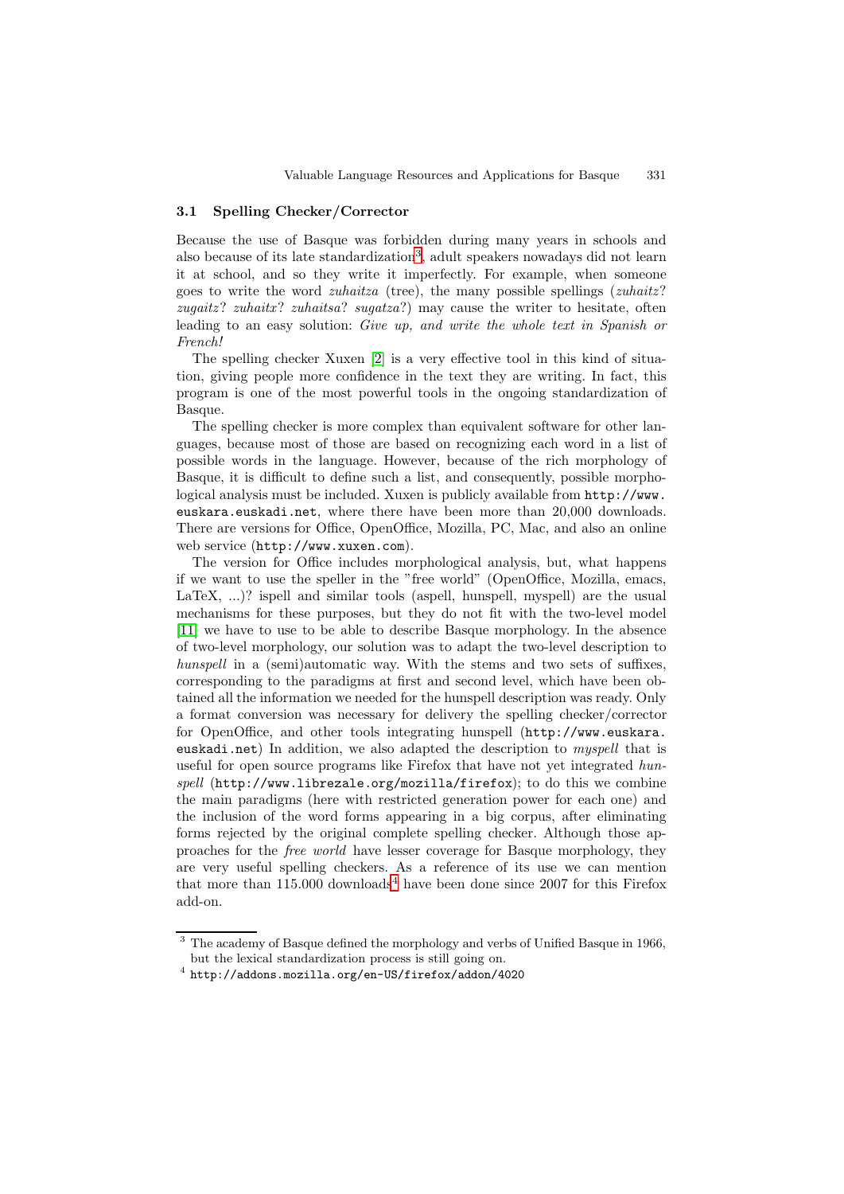### 3.1 Spelling Checker/Corrector

Because the use of Basque was forbidden during many years in schools and also because of its late standardization[3], adult speakers nowadays did not learn it at school, and so they write it imperfectly. For example, when someone goes to write the word *zuhaitza* (tree), the many possible spellings (*zuhaitz*? *zugaitz*? *zuhaitx*? *zuhaitsa*? *sugatza*?) may cause the writer to hesitate, often leading to an easy solution: *Give up, and write the whole text in Spanish or French!*

The spelling checker Xuxen [2] is a very effective tool in this kind of situation, giving people more confidence in the text they are writing. In fact, this program is one of the most powerful tools in the ongoing standardization of Basque.

The spelling checker is more complex than equivalent software for other languages, because most of those are based on recognizing each word in a list of possible words in the language. However, because of the rich morphology of Basque, it is difficult to define such a list, and consequently, possible morphological analysis must be included. Xuxen is publicly available from `http://www.euskara.euskadi.net`, where there have been more than 20,000 downloads. There are versions for Office, OpenOffice, Mozilla, PC, Mac, and also an online web service (`http://www.xuxen.com`).

The version for Office includes morphological analysis, but, what happens if we want to use the speller in the "free world" (OpenOffice, Mozilla, emacs, LaTeX, ...)? ispell and similar tools (aspell, hunspell, myspell) are the usual mechanisms for these purposes, but they do not fit with the two-level model [11] we have to use to be able to describe Basque morphology. In the absence of two-level morphology, our solution was to adapt the two-level description to *hunspell* in a (semi)automatic way. With the stems and two sets of suffixes, corresponding to the paradigms at first and second level, which have been obtained all the information we needed for the hunspell description was ready. Only a format conversion was necessary for delivery the spelling checker/corrector for OpenOffice, and other tools integrating hunspell (`http://www.euskara.euskadi.net`) In addition, we also adapted the description to *myspell* that is useful for open source programs like Firefox that have not yet integrated *hunspell* (`http://www.librezale.org/mozilla/firefox`); to do this we combine the main paradigms (here with restricted generation power for each one) and the inclusion of the word forms appearing in a big corpus, after eliminating forms rejected by the original complete spelling checker. Although those approaches for the *free world* have lesser coverage for Basque morphology, they are very useful spelling checkers. As a reference of its use we can mention that more than 115.000 downloads[4] have been done since 2007 for this Firefox add-on.

---

[3] The academy of Basque defined the morphology and verbs of Unified Basque in 1966, but the lexical standardization process is still going on.

[4] `http://addons.mozilla.org/en-US/firefox/addon/4020`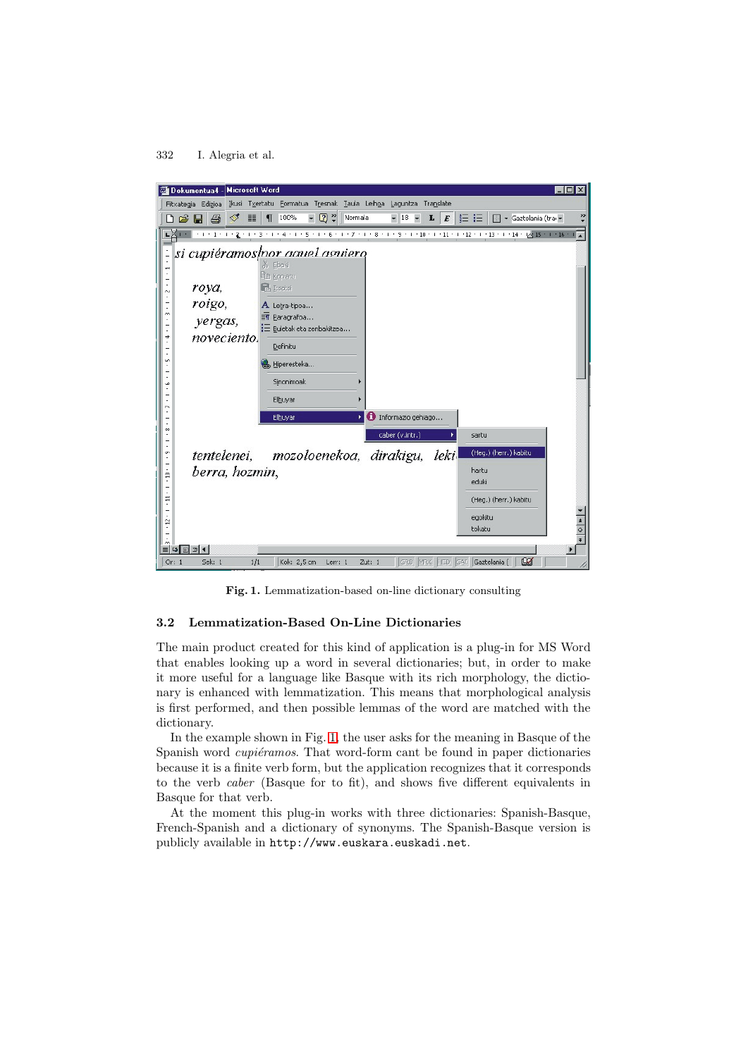Fig. 1. Lemmatization-based on-line dictionary consulting

### 3.2 Lemmatization-Based On-Line Dictionaries

The main product created for this kind of application is a plug-in for MS Word that enables looking up a word in several dictionaries; but, in order to make it more useful for a language like Basque with its rich morphology, the dictionary is enhanced with lemmatization. This means that morphological analysis is first performed, and then possible lemmas of the word are matched with the dictionary.

In the example shown in Fig. 1, the user asks for the meaning in Basque of the Spanish word *cupiéramos*. That word-form cant be found in paper dictionaries because it is a finite verb form, but the application recognizes that it corresponds to the verb *caber* (Basque for to fit), and shows five different equivalents in Basque for that verb.

At the moment this plug-in works with three dictionaries: Spanish-Basque, French-Spanish and a dictionary of synonyms. The Spanish-Basque version is publicly available in `http://www.euskara.euskadi.net`.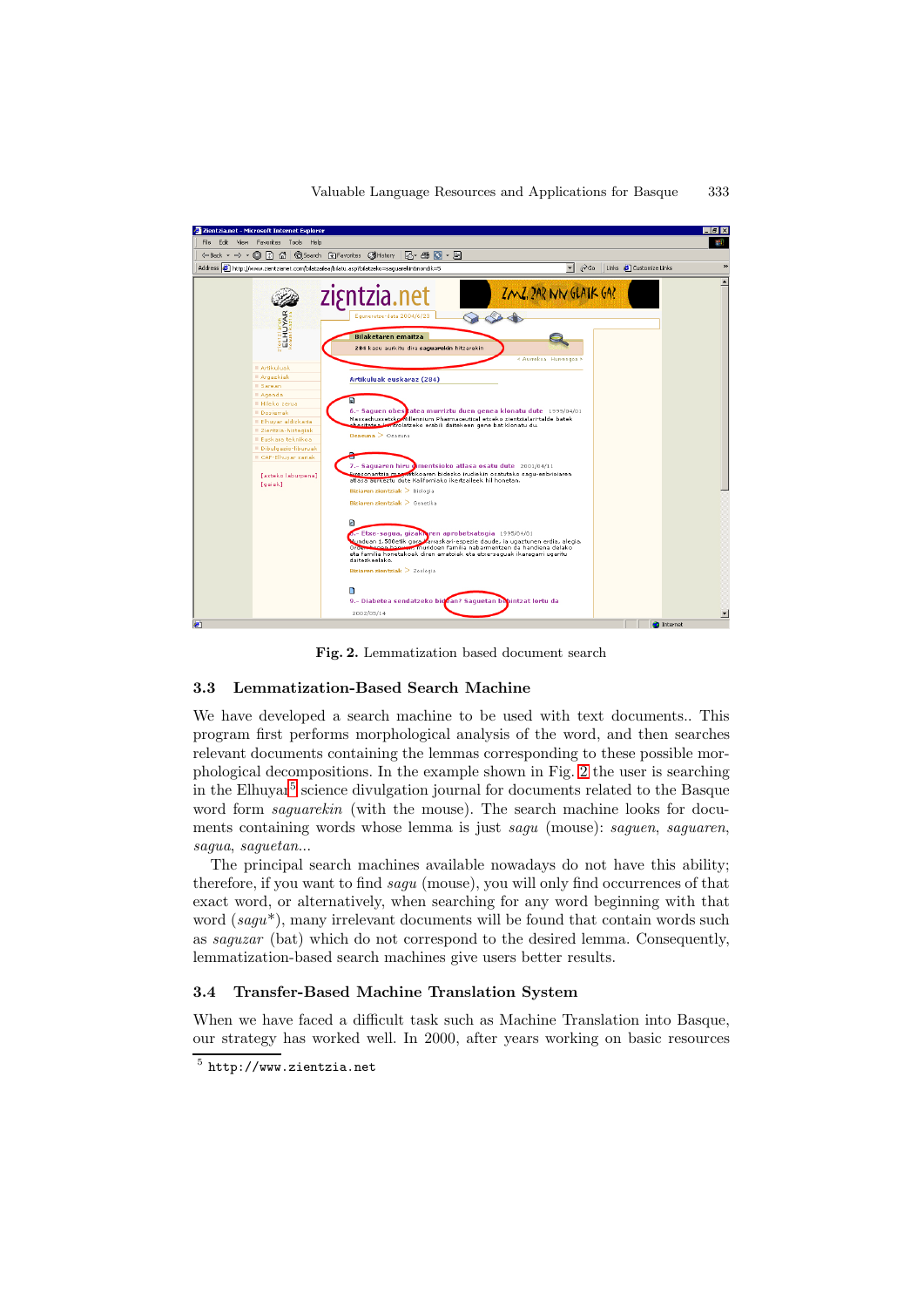Fig. 2. Lemmatization based document search

### 3.3 Lemmatization-Based Search Machine

We have developed a search machine to be used with text documents.. This program first performs morphological analysis of the word, and then searches relevant documents containing the lemmas corresponding to these possible morphological decompositions. In the example shown in Fig. 2 the user is searching in the Elhuyar[5] science divulgation journal for documents related to the Basque word form *saguarekin* (with the mouse). The search machine looks for documents containing words whose lemma is just *sagu* (mouse): *saguen*, *saguaren*, *sagua*, *saguetan*...

The principal search machines available nowadays do not have this ability; therefore, if you want to find *sagu* (mouse), you will only find occurrences of that exact word, or alternatively, when searching for any word beginning with that word (*sagu\**), many irrelevant documents will be found that contain words such as *saguzar* (bat) which do not correspond to the desired lemma. Consequently, lemmatization-based search machines give users better results.

### 3.4 Transfer-Based Machine Translation System

When we have faced a difficult task such as Machine Translation into Basque, our strategy has worked well. In 2000, after years working on basic resources

[5] http://www.zientzia.net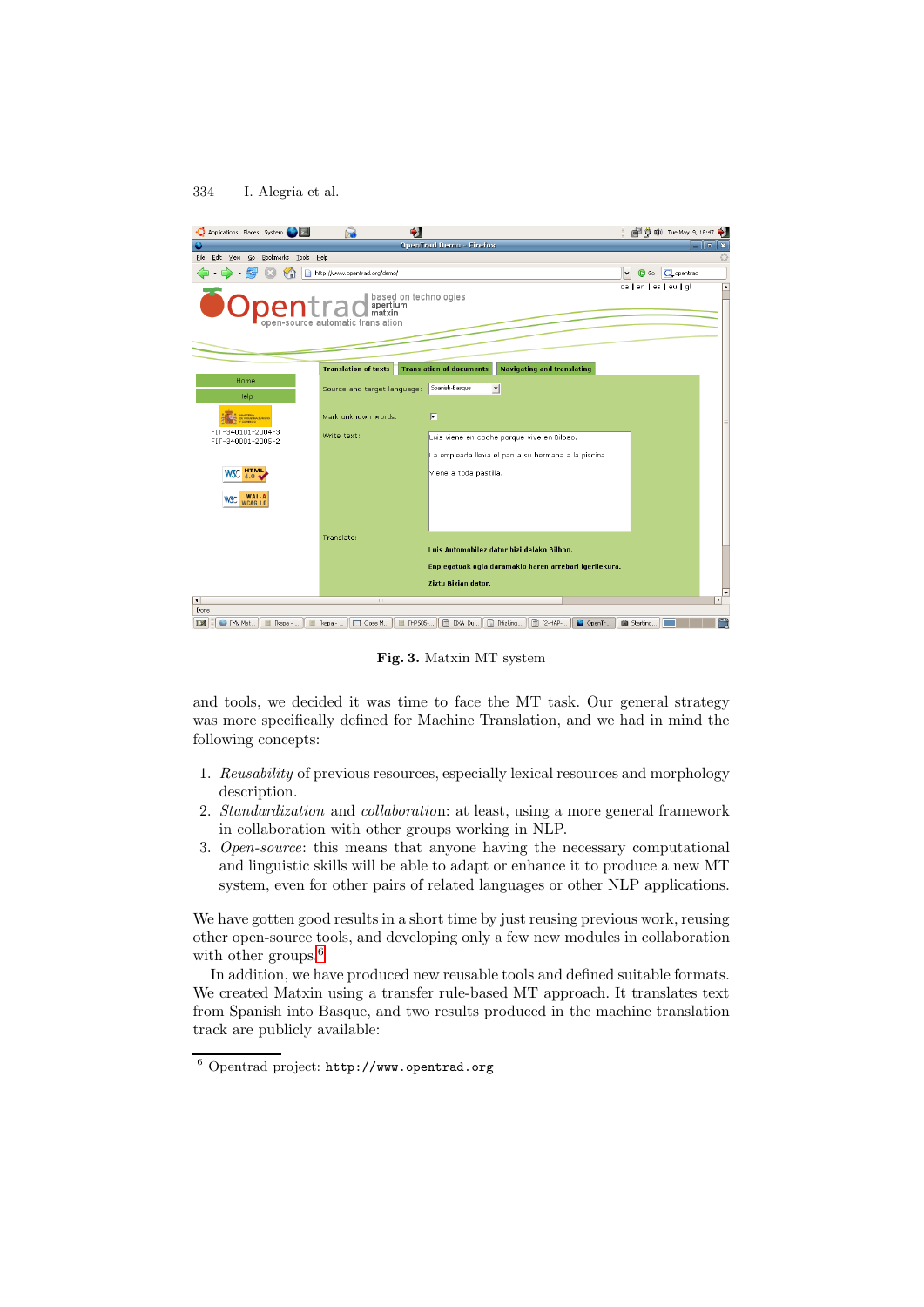**Fig. 3.** Matxin MT system

and tools, we decided it was time to face the MT task. Our general strategy was more specifically defined for Machine Translation, and we had in mind the following concepts:

1. *Reusability* of previous resources, especially lexical resources and morphology description.
2. *Standardization* and *collaboration*: at least, using a more general framework in collaboration with other groups working in NLP.
3. *Open-source*: this means that anyone having the necessary computational and linguistic skills will be able to adapt or enhance it to produce a new MT system, even for other pairs of related languages or other NLP applications.

We have gotten good results in a short time by just reusing previous work, reusing other open-source tools, and developing only a few new modules in collaboration with other groups[6].

In addition, we have produced new reusable tools and defined suitable formats. We created Matxin using a transfer rule-based MT approach. It translates text from Spanish into Basque, and two results produced in the machine translation track are publicly available:

[6] Opentrad project: `http://www.opentrad.org`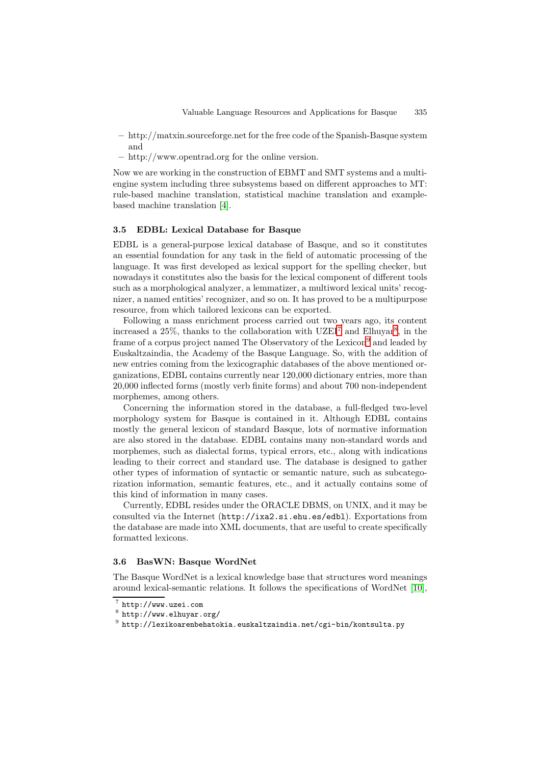– http://matxin.sourceforge.net for the free code of the Spanish-Basque system and
– http://www.opentrad.org for the online version.

Now we are working in the construction of EBMT and SMT systems and a multi-engine system including three subsystems based on different approaches to MT: rule-based machine translation, statistical machine translation and example-based machine translation [4].

### 3.5 EDBL: Lexical Database for Basque

EDBL is a general-purpose lexical database of Basque, and so it constitutes an essential foundation for any task in the field of automatic processing of the language. It was first developed as lexical support for the spelling checker, but nowadays it constitutes also the basis for the lexical component of different tools such as a morphological analyzer, a lemmatizer, a multiword lexical units' recognizer, a named entities' recognizer, and so on. It has proved to be a multipurpose resource, from which tailored lexicons can be exported.

Following a mass enrichment process carried out two years ago, its content increased a 25%, thanks to the collaboration with UZEI[7] and Elhuyar[8], in the frame of a corpus project named The Observatory of the Lexicon[9] and leaded by Euskaltzaindia, the Academy of the Basque Language. So, with the addition of new entries coming from the lexicographic databases of the above mentioned organizations, EDBL contains currently near 120,000 dictionary entries, more than 20,000 inflected forms (mostly verb finite forms) and about 700 non-independent morphemes, among others.

Concerning the information stored in the database, a full-fledged two-level morphology system for Basque is contained in it. Although EDBL contains mostly the general lexicon of standard Basque, lots of normative information are also stored in the database. EDBL contains many non-standard words and morphemes, such as dialectal forms, typical errors, etc., along with indications leading to their correct and standard use. The database is designed to gather other types of information of syntactic or semantic nature, such as subcategorization information, semantic features, etc., and it actually contains some of this kind of information in many cases.

Currently, EDBL resides under the ORACLE DBMS, on UNIX, and it may be consulted via the Internet (`http://ixa2.si.ehu.es/edbl`). Exportations from the database are made into XML documents, that are useful to create specifically formatted lexicons.

### 3.6 BasWN: Basque WordNet

The Basque WordNet is a lexical knowledge base that structures word meanings around lexical-semantic relations. It follows the specifications of WordNet [10],

[7] http://www.uzei.com
[8] http://www.elhuyar.org/
[9] http://lexikoarenbehatokia.euskaltzaindia.net/cgi-bin/kontsulta.py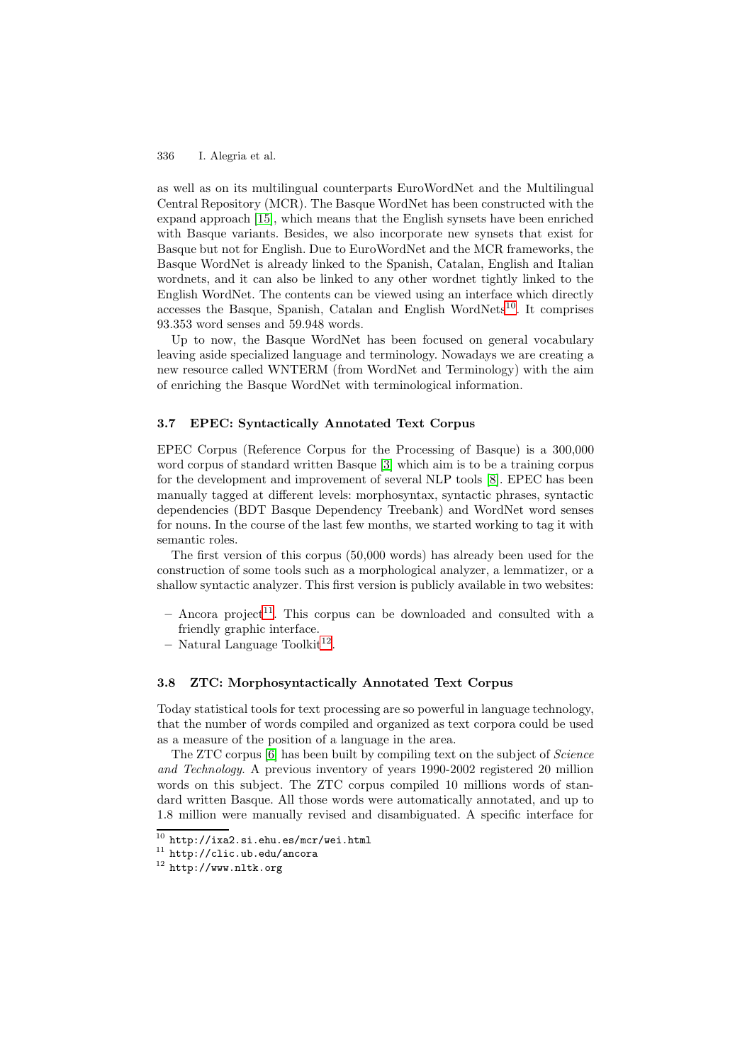as well as on its multilingual counterparts EuroWordNet and the Multilingual Central Repository (MCR). The Basque WordNet has been constructed with the expand approach [15], which means that the English synsets have been enriched with Basque variants. Besides, we also incorporate new synsets that exist for Basque but not for English. Due to EuroWordNet and the MCR frameworks, the Basque WordNet is already linked to the Spanish, Catalan, English and Italian wordnets, and it can also be linked to any other wordnet tightly linked to the English WordNet. The contents can be viewed using an interface which directly accesses the Basque, Spanish, Catalan and English WordNets[10]. It comprises 93.353 word senses and 59.948 words.

Up to now, the Basque WordNet has been focused on general vocabulary leaving aside specialized language and terminology. Nowadays we are creating a new resource called WNTERM (from WordNet and Terminology) with the aim of enriching the Basque WordNet with terminological information.

### 3.7 EPEC: Syntactically Annotated Text Corpus

EPEC Corpus (Reference Corpus for the Processing of Basque) is a 300,000 word corpus of standard written Basque [3] which aim is to be a training corpus for the development and improvement of several NLP tools [8]. EPEC has been manually tagged at different levels: morphosyntax, syntactic phrases, syntactic dependencies (BDT Basque Dependency Treebank) and WordNet word senses for nouns. In the course of the last few months, we started working to tag it with semantic roles.

The first version of this corpus (50,000 words) has already been used for the construction of some tools such as a morphological analyzer, a lemmatizer, or a shallow syntactic analyzer. This first version is publicly available in two websites:

- Ancora project[11]. This corpus can be downloaded and consulted with a friendly graphic interface.
- Natural Language Toolkit[12].

### 3.8 ZTC: Morphosyntactically Annotated Text Corpus

Today statistical tools for text processing are so powerful in language technology, that the number of words compiled and organized as text corpora could be used as a measure of the position of a language in the area.

The ZTC corpus [6] has been built by compiling text on the subject of *Science and Technology*. A previous inventory of years 1990-2002 registered 20 million words on this subject. The ZTC corpus compiled 10 millions words of standard written Basque. All those words were automatically annotated, and up to 1.8 million were manually revised and disambiguated. A specific interface for

[10] http://ixa2.si.ehu.es/mcr/wei.html

[11] http://clic.ub.edu/ancora

[12] http://www.nltk.org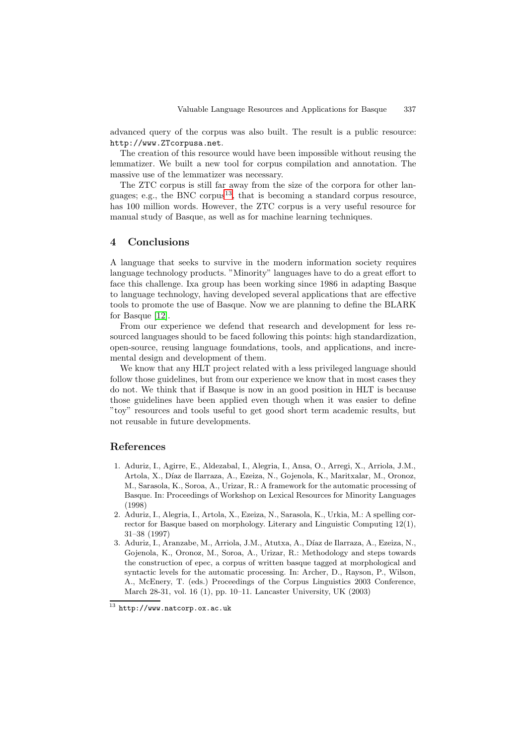advanced query of the corpus was also built. The result is a public resource: `http://www.ZTcorpusa.net`.

The creation of this resource would have been impossible without reusing the lemmatizer. We built a new tool for corpus compilation and annotation. The massive use of the lemmatizer was necessary.

The ZTC corpus is still far away from the size of the corpora for other languages; e.g., the BNC corpus[13], that is becoming a standard corpus resource, has 100 million words. However, the ZTC corpus is a very useful resource for manual study of Basque, as well as for machine learning techniques.

## 4 Conclusions

A language that seeks to survive in the modern information society requires language technology products. "Minority" languages have to do a great effort to face this challenge. Ixa group has been working since 1986 in adapting Basque to language technology, having developed several applications that are effective tools to promote the use of Basque. Now we are planning to define the BLARK for Basque [12].

From our experience we defend that research and development for less resourced languages should to be faced following this points: high standardization, open-source, reusing language foundations, tools, and applications, and incremental design and development of them.

We know that any HLT project related with a less privileged language should follow those guidelines, but from our experience we know that in most cases they do not. We think that if Basque is now in an good position in HLT is because those guidelines have been applied even though when it was easier to define "toy" resources and tools useful to get good short term academic results, but not reusable in future developments.

## References

1. Aduriz, I., Agirre, E., Aldezabal, I., Alegria, I., Ansa, O., Arregi, X., Arriola, J.M., Artola, X., Díaz de Ilarraza, A., Ezeiza, N., Gojenola, K., Maritxalar, M., Oronoz, M., Sarasola, K., Soroa, A., Urizar, R.: A framework for the automatic processing of Basque. In: Proceedings of Workshop on Lexical Resources for Minority Languages (1998)
2. Aduriz, I., Alegria, I., Artola, X., Ezeiza, N., Sarasola, K., Urkia, M.: A spelling corrector for Basque based on morphology. Literary and Linguistic Computing 12(1), 31–38 (1997)
3. Aduriz, I., Aranzabe, M., Arriola, J.M., Atutxa, A., Díaz de Ilarraza, A., Ezeiza, N., Gojenola, K., Oronoz, M., Soroa, A., Urizar, R.: Methodology and steps towards the construction of epec, a corpus of written basque tagged at morphological and syntactic levels for the automatic processing. In: Archer, D., Rayson, P., Wilson, A., McEnery, T. (eds.) Proceedings of the Corpus Linguistics 2003 Conference, March 28-31, vol. 16 (1), pp. 10–11. Lancaster University, UK (2003)

[13] `http://www.natcorp.ox.ac.uk`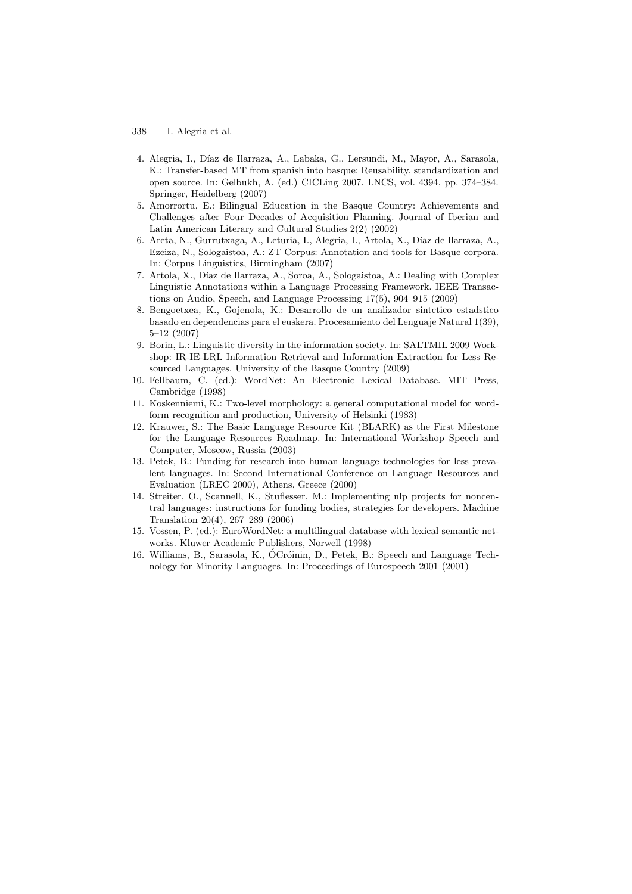4. Alegria, I., Díaz de Ilarraza, A., Labaka, G., Lersundi, M., Mayor, A., Sarasola, K.: Transfer-based MT from spanish into basque: Reusability, standardization and open source. In: Gelbukh, A. (ed.) CICLing 2007. LNCS, vol. 4394, pp. 374–384. Springer, Heidelberg (2007)
5. Amorrortu, E.: Bilingual Education in the Basque Country: Achievements and Challenges after Four Decades of Acquisition Planning. Journal of Iberian and Latin American Literary and Cultural Studies 2(2) (2002)
6. Areta, N., Gurrutxaga, A., Leturia, I., Alegria, I., Artola, X., Díaz de Ilarraza, A., Ezeiza, N., Sologaistoa, A.: ZT Corpus: Annotation and tools for Basque corpora. In: Corpus Linguistics, Birmingham (2007)
7. Artola, X., Díaz de Ilarraza, A., Soroa, A., Sologaistoa, A.: Dealing with Complex Linguistic Annotations within a Language Processing Framework. IEEE Transactions on Audio, Speech, and Language Processing 17(5), 904–915 (2009)
8. Bengoetxea, K., Gojenola, K.: Desarrollo de un analizador sintctico estadstico basado en dependencias para el euskera. Procesamiento del Lenguaje Natural 1(39), 5–12 (2007)
9. Borin, L.: Linguistic diversity in the information society. In: SALTMIL 2009 Workshop: IR-IE-LRL Information Retrieval and Information Extraction for Less Resourced Languages. University of the Basque Country (2009)
10. Fellbaum, C. (ed.): WordNet: An Electronic Lexical Database. MIT Press, Cambridge (1998)
11. Koskenniemi, K.: Two-level morphology: a general computational model for wordform recognition and production, University of Helsinki (1983)
12. Krauwer, S.: The Basic Language Resource Kit (BLARK) as the First Milestone for the Language Resources Roadmap. In: International Workshop Speech and Computer, Moscow, Russia (2003)
13. Petek, B.: Funding for research into human language technologies for less prevalent languages. In: Second International Conference on Language Resources and Evaluation (LREC 2000), Athens, Greece (2000)
14. Streiter, O., Scannell, K., Stuflesser, M.: Implementing nlp projects for noncentral languages: instructions for funding bodies, strategies for developers. Machine Translation 20(4), 267–289 (2006)
15. Vossen, P. (ed.): EuroWordNet: a multilingual database with lexical semantic networks. Kluwer Academic Publishers, Norwell (1998)
16. Williams, B., Sarasola, K., ÓCróinin, D., Petek, B.: Speech and Language Technology for Minority Languages. In: Proceedings of Eurospeech 2001 (2001)